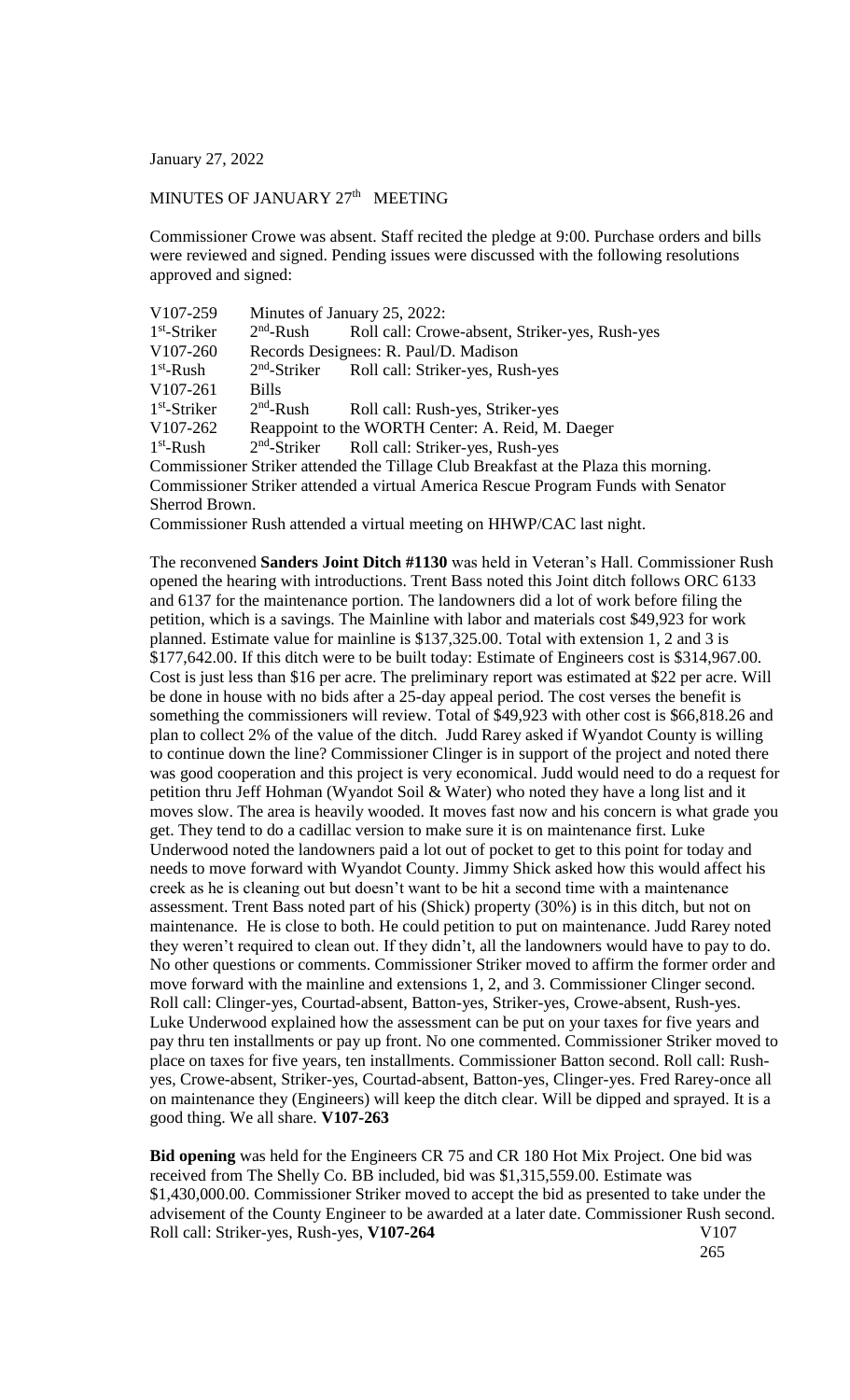January 27, 2022

MINUTES OF JANUARY 27th MEETING

Commissioner Crowe was absent. Staff recited the pledge at 9:00. Purchase orders and bills were reviewed and signed. Pending issues were discussed with the following resolutions approved and signed:

| | | |
|---|---|---|
| V107-259 | Minutes of January 25, 2022: | |
| 1st-Striker | 2nd-Rush | Roll call: Crowe-absent, Striker-yes, Rush-yes |
| V107-260 | Records Designees: R. Paul/D. Madison | |
| 1st-Rush | 2nd-Striker | Roll call: Striker-yes, Rush-yes |
| V107-261 | Bills | |
| 1st-Striker | 2nd-Rush | Roll call: Rush-yes, Striker-yes |
| V107-262 | Reappoint to the WORTH Center: A. Reid, M. Daeger | |
| 1st-Rush | 2nd-Striker | Roll call: Striker-yes, Rush-yes |

Commissioner Striker attended the Tillage Club Breakfast at the Plaza this morning.
Commissioner Striker attended a virtual America Rescue Program Funds with Senator Sherrod Brown.
Commissioner Rush attended a virtual meeting on HHWP/CAC last night.

The reconvened **Sanders Joint Ditch #1130** was held in Veteran's Hall. Commissioner Rush opened the hearing with introductions. Trent Bass noted this Joint ditch follows ORC 6133 and 6137 for the maintenance portion. The landowners did a lot of work before filing the petition, which is a savings. The Mainline with labor and materials cost $49,923 for work planned. Estimate value for mainline is $137,325.00. Total with extension 1, 2 and 3 is $177,642.00. If this ditch were to be built today: Estimate of Engineers cost is $314,967.00. Cost is just less than $16 per acre. The preliminary report was estimated at $22 per acre. Will be done in house with no bids after a 25-day appeal period. The cost verses the benefit is something the commissioners will review. Total of $49,923 with other cost is $66,818.26 and plan to collect 2% of the value of the ditch. Judd Rarey asked if Wyandot County is willing to continue down the line? Commissioner Clinger is in support of the project and noted there was good cooperation and this project is very economical. Judd would need to do a request for petition thru Jeff Hohman (Wyandot Soil & Water) who noted they have a long list and it moves slow. The area is heavily wooded. It moves fast now and his concern is what grade you get. They tend to do a cadillac version to make sure it is on maintenance first. Luke Underwood noted the landowners paid a lot out of pocket to get to this point for today and needs to move forward with Wyandot County. Jimmy Shick asked how this would affect his creek as he is cleaning out but doesn't want to be hit a second time with a maintenance assessment. Trent Bass noted part of his (Shick) property (30%) is in this ditch, but not on maintenance. He is close to both. He could petition to put on maintenance. Judd Rarey noted they weren't required to clean out. If they didn't, all the landowners would have to pay to do. No other questions or comments. Commissioner Striker moved to affirm the former order and move forward with the mainline and extensions 1, 2, and 3. Commissioner Clinger second. Roll call: Clinger-yes, Courtad-absent, Batton-yes, Striker-yes, Crowe-absent, Rush-yes. Luke Underwood explained how the assessment can be put on your taxes for five years and pay thru ten installments or pay up front. No one commented. Commissioner Striker moved to place on taxes for five years, ten installments. Commissioner Batton second. Roll call: Rush-yes, Crowe-absent, Striker-yes, Courtad-absent, Batton-yes, Clinger-yes. Fred Rarey-once all on maintenance they (Engineers) will keep the ditch clear. Will be dipped and sprayed. It is a good thing. We all share. **V107-263**

**Bid opening** was held for the Engineers CR 75 and CR 180 Hot Mix Project. One bid was received from The Shelly Co. BB included, bid was $1,315,559.00. Estimate was $1,430,000.00. Commissioner Striker moved to accept the bid as presented to take under the advisement of the County Engineer to be awarded at a later date. Commissioner Rush second. Roll call: Striker-yes, Rush-yes, **V107-264**

V107
265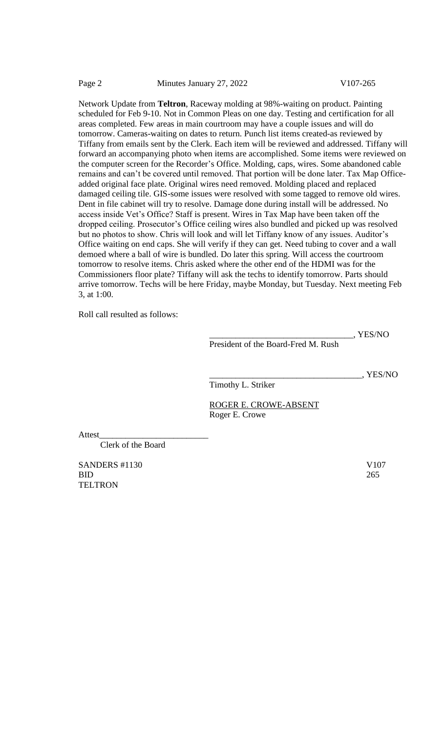Network Update from **Teltron**, Raceway molding at 98%-waiting on product. Painting scheduled for Feb 9-10. Not in Common Pleas on one day. Testing and certification for all areas completed. Few areas in main courtroom may have a couple issues and will do tomorrow. Cameras-waiting on dates to return. Punch list items created-as reviewed by Tiffany from emails sent by the Clerk. Each item will be reviewed and addressed. Tiffany will forward an accompanying photo when items are accomplished. Some items were reviewed on the computer screen for the Recorder's Office. Molding, caps, wires. Some abandoned cable remains and can't be covered until removed. That portion will be done later. Tax Map Office-added original face plate. Original wires need removed. Molding placed and replaced damaged ceiling tile. GIS-some issues were resolved with some tagged to remove old wires. Dent in file cabinet will try to resolve. Damage done during install will be addressed. No access inside Vet's Office? Staff is present. Wires in Tax Map have been taken off the dropped ceiling. Prosecutor's Office ceiling wires also bundled and picked up was resolved but no photos to show. Chris will look and will let Tiffany know of any issues. Auditor's Office waiting on end caps. She will verify if they can get. Need tubing to cover and a wall demoed where a ball of wire is bundled. Do later this spring. Will access the courtroom tomorrow to resolve items. Chris asked where the other end of the HDMI was for the Commissioners floor plate? Tiffany will ask the techs to identify tomorrow. Parts should arrive tomorrow. Techs will be here Friday, maybe Monday, but Tuesday. Next meeting Feb 3, at 1:00.

Roll call resulted as follows:

_________________________________, YES/NO
President of the Board-Fred M. Rush

_________________________________, YES/NO
Timothy L. Striker

ROGER E. CROWE-ABSENT
Roger E. Crowe

Attest________________________
Clerk of the Board

SANDERS #1130 V107
BID 265
TELTRON